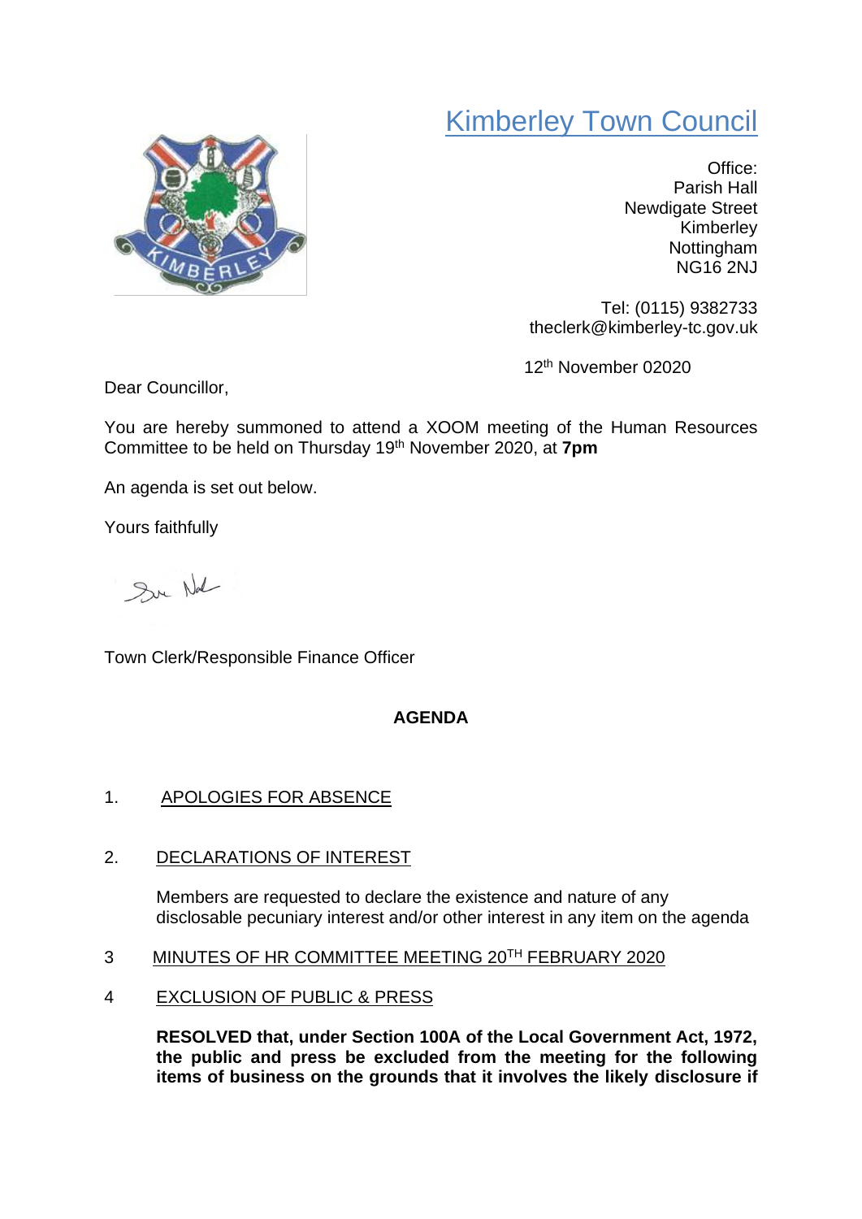# Kimberley Town Council

Office:
Parish Hall
Newdigate Street
Kimberley
Nottingham
NG16 2NJ

Tel: (0115) 9382733
theclerk@kimberley-tc.gov.uk

12th November 02020

Dear Councillor,

You are hereby summoned to attend a XOOM meeting of the Human Resources Committee to be held on Thursday 19th November 2020, at **7pm**

An agenda is set out below.

Yours faithfully

Town Clerk/Responsible Finance Officer

## AGENDA

1. APOLOGIES FOR ABSENCE

2. DECLARATIONS OF INTEREST

   Members are requested to declare the existence and nature of any disclosable pecuniary interest and/or other interest in any item on the agenda

3 MINUTES OF HR COMMITTEE MEETING 20TH FEBRUARY 2020

4 EXCLUSION OF PUBLIC & PRESS

   **RESOLVED that, under Section 100A of the Local Government Act, 1972, the public and press be excluded from the meeting for the following items of business on the grounds that it involves the likely disclosure if**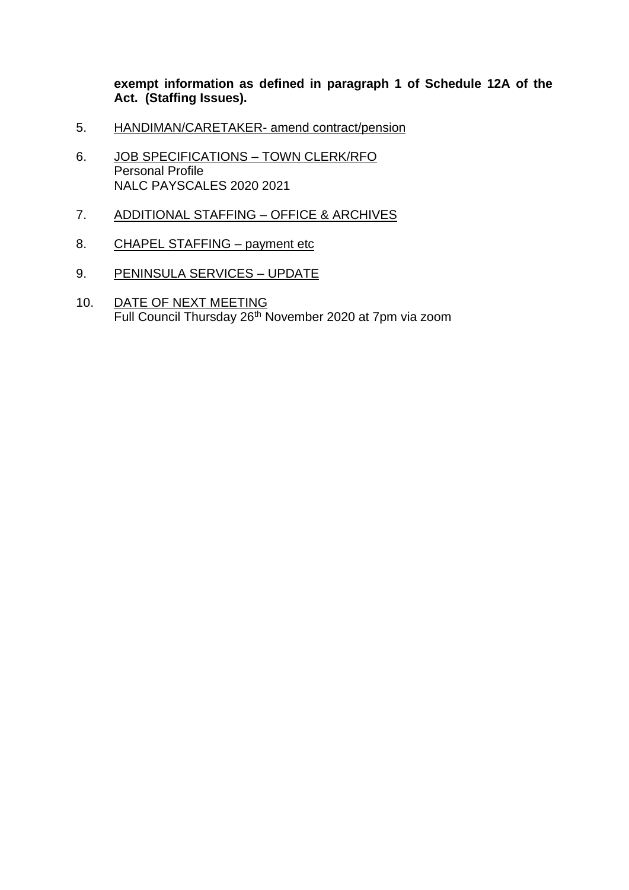**exempt information as defined in paragraph 1 of Schedule 12A of the Act. (Staffing Issues).**

5. HANDIMAN/CARETAKER- amend contract/pension

6. JOB SPECIFICATIONS – TOWN CLERK/RFO
   Personal Profile
   NALC PAYSCALES 2020 2021

7. ADDITIONAL STAFFING – OFFICE & ARCHIVES

8. CHAPEL STAFFING – payment etc

9. PENINSULA SERVICES – UPDATE

10. DATE OF NEXT MEETING
    Full Council Thursday 26th November 2020 at 7pm via zoom